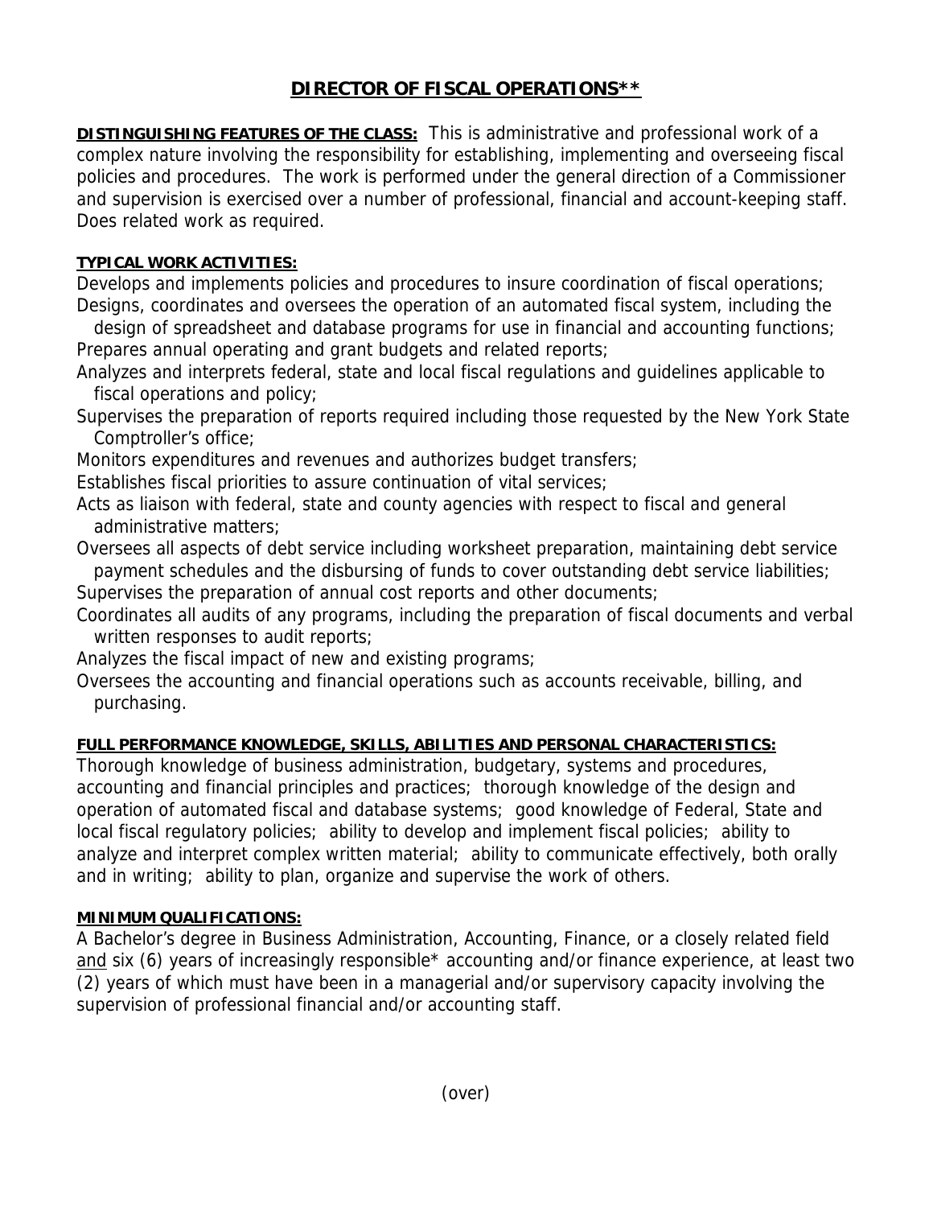# DIRECTOR OF FISCAL OPERATIONS**

**DISTINGUISHING FEATURES OF THE CLASS:** This is administrative and professional work of a complex nature involving the responsibility for establishing, implementing and overseeing fiscal policies and procedures. The work is performed under the general direction of a Commissioner and supervision is exercised over a number of professional, financial and account-keeping staff. Does related work as required.

**TYPICAL WORK ACTIVITIES:**

Develops and implements policies and procedures to insure coordination of fiscal operations;
Designs, coordinates and oversees the operation of an automated fiscal system, including the design of spreadsheet and database programs for use in financial and accounting functions;
Prepares annual operating and grant budgets and related reports;
Analyzes and interprets federal, state and local fiscal regulations and guidelines applicable to fiscal operations and policy;
Supervises the preparation of reports required including those requested by the New York State Comptroller's office;
Monitors expenditures and revenues and authorizes budget transfers;
Establishes fiscal priorities to assure continuation of vital services;
Acts as liaison with federal, state and county agencies with respect to fiscal and general administrative matters;
Oversees all aspects of debt service including worksheet preparation, maintaining debt service payment schedules and the disbursing of funds to cover outstanding debt service liabilities;
Supervises the preparation of annual cost reports and other documents;
Coordinates all audits of any programs, including the preparation of fiscal documents and verbal written responses to audit reports;
Analyzes the fiscal impact of new and existing programs;
Oversees the accounting and financial operations such as accounts receivable, billing, and purchasing.

**FULL PERFORMANCE KNOWLEDGE, SKILLS, ABILITIES AND PERSONAL CHARACTERISTICS:**

Thorough knowledge of business administration, budgetary, systems and procedures, accounting and financial principles and practices; thorough knowledge of the design and operation of automated fiscal and database systems; good knowledge of Federal, State and local fiscal regulatory policies; ability to develop and implement fiscal policies; ability to analyze and interpret complex written material; ability to communicate effectively, both orally and in writing; ability to plan, organize and supervise the work of others.

**MINIMUM QUALIFICATIONS:**

A Bachelor's degree in Business Administration, Accounting, Finance, or a closely related field and six (6) years of increasingly responsible* accounting and/or finance experience, at least two (2) years of which must have been in a managerial and/or supervisory capacity involving the supervision of professional financial and/or accounting staff.

(over)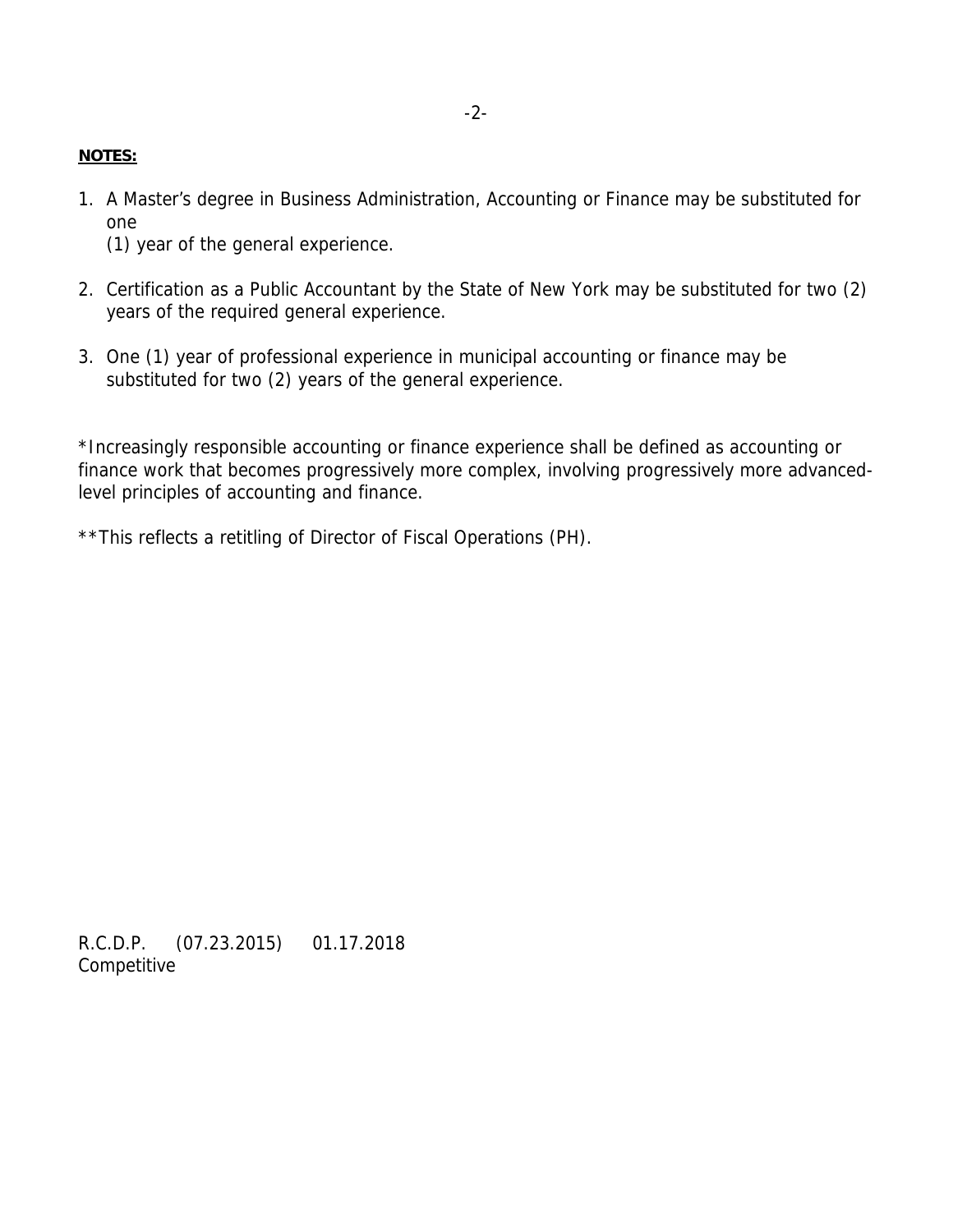**NOTES:**

1. A Master's degree in Business Administration, Accounting or Finance may be substituted for one (1) year of the general experience.

2. Certification as a Public Accountant by the State of New York may be substituted for two (2) years of the required general experience.

3. One (1) year of professional experience in municipal accounting or finance may be substituted for two (2) years of the general experience.

*Increasingly responsible accounting or finance experience shall be defined as accounting or finance work that becomes progressively more complex, involving progressively more advanced-level principles of accounting and finance.

**This reflects a retitling of Director of Fiscal Operations (PH).

R.C.D.P. (07.23.2015) 01.17.2018
Competitive